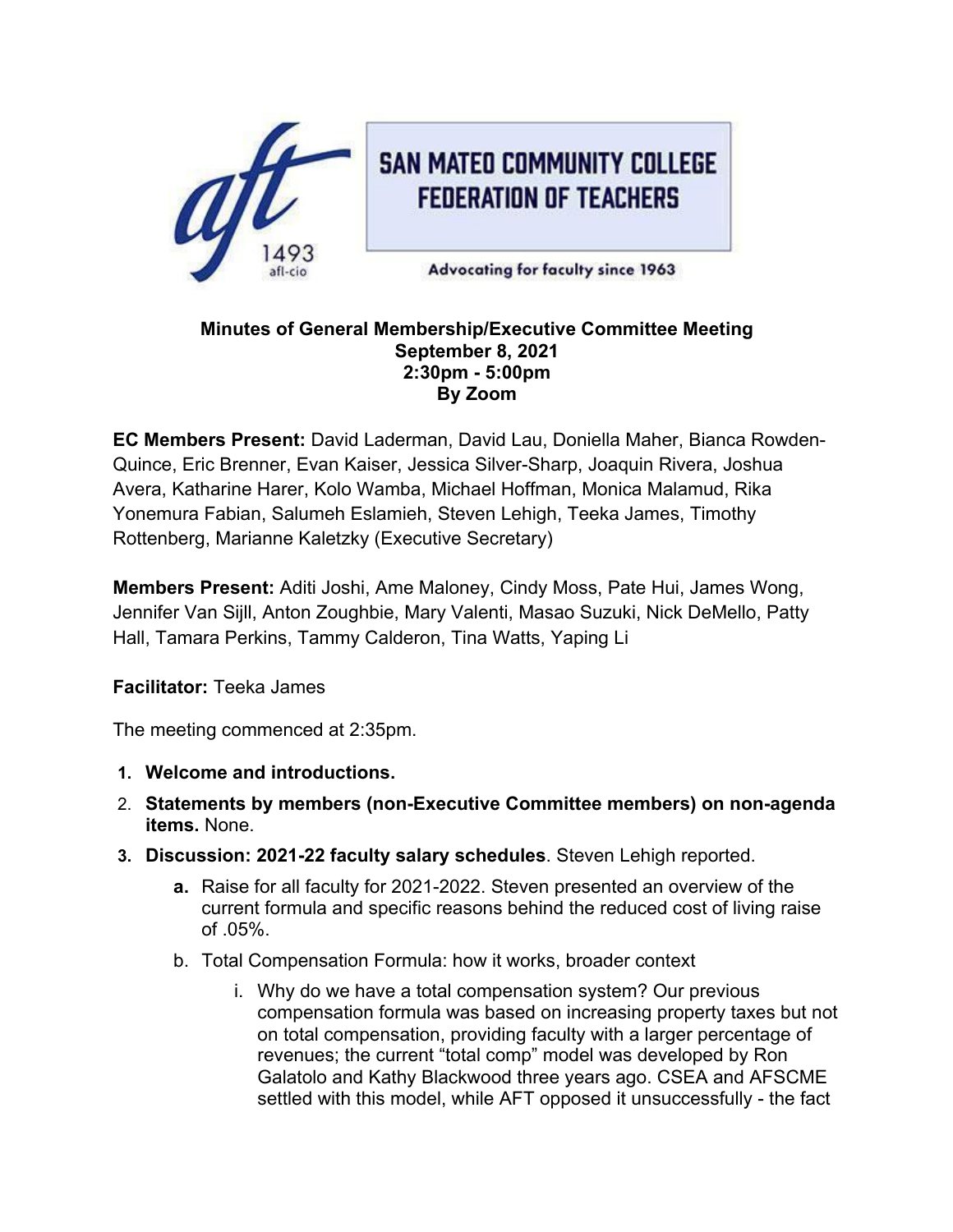SAN MATEO COMMUNITY COLLEGE FEDERATION OF TEACHERS

aft 1493 afl-cio

Advocating for faculty since 1963

**Minutes of General Membership/Executive Committee Meeting**
**September 8, 2021**
**2:30pm - 5:00pm**
**By Zoom**

**EC Members Present:** David Laderman, David Lau, Doniella Maher, Bianca Rowden-Quince, Eric Brenner, Evan Kaiser, Jessica Silver-Sharp, Joaquin Rivera, Joshua Avera, Katharine Harer, Kolo Wamba, Michael Hoffman, Monica Malamud, Rika Yonemura Fabian, Salumeh Eslamieh, Steven Lehigh, Teeka James, Timothy Rottenberg, Marianne Kaletzky (Executive Secretary)

**Members Present:** Aditi Joshi, Ame Maloney, Cindy Moss, Pate Hui, James Wong, Jennifer Van Sijll, Anton Zoughbie, Mary Valenti, Masao Suzuki, Nick DeMello, Patty Hall, Tamara Perkins, Tammy Calderon, Tina Watts, Yaping Li

**Facilitator:** Teeka James

The meeting commenced at 2:35pm.

1. **Welcome and introductions.**
2. **Statements by members (non-Executive Committee members) on non-agenda items.** None.
3. **Discussion: 2021-22 faculty salary schedules**. Steven Lehigh reported.
   a. Raise for all faculty for 2021-2022. Steven presented an overview of the current formula and specific reasons behind the reduced cost of living raise of .05%.
   b. Total Compensation Formula: how it works, broader context
      i. Why do we have a total compensation system? Our previous compensation formula was based on increasing property taxes but not on total compensation, providing faculty with a larger percentage of revenues; the current "total comp" model was developed by Ron Galatolo and Kathy Blackwood three years ago. CSEA and AFSCME settled with this model, while AFT opposed it unsuccessfully - the fact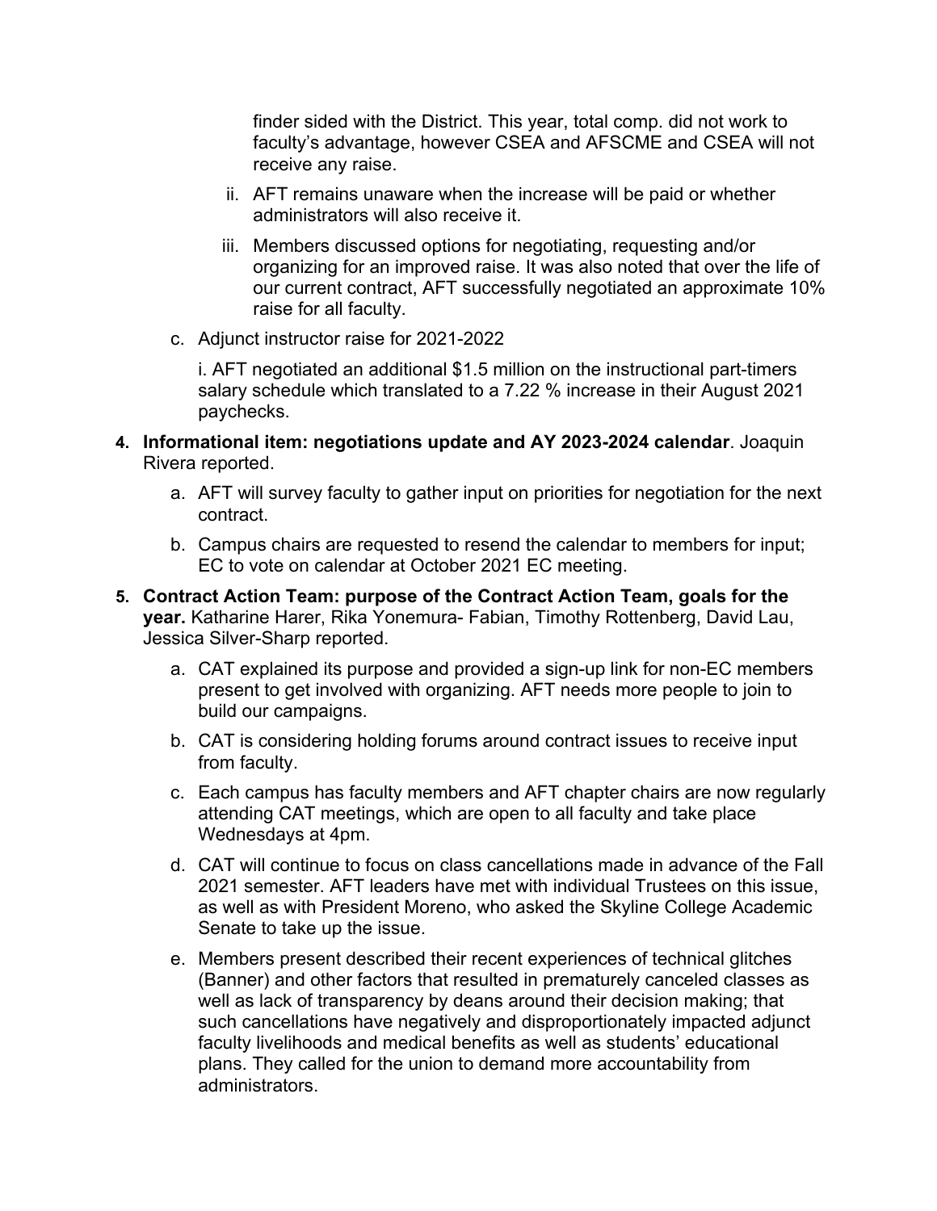finder sided with the District. This year, total comp. did not work to faculty's advantage, however CSEA and AFSCME and CSEA will not receive any raise.

   ii. AFT remains unaware when the increase will be paid or whether administrators will also receive it.

   iii. Members discussed options for negotiating, requesting and/or organizing for an improved raise. It was also noted that over the life of our current contract, AFT successfully negotiated an approximate 10% raise for all faculty.

c. Adjunct instructor raise for 2021-2022

   i. AFT negotiated an additional $1.5 million on the instructional part-timers salary schedule which translated to a 7.22 % increase in their August 2021 paychecks.

4. **Informational item: negotiations update and AY 2023-2024 calendar**. Joaquin Rivera reported.

   a. AFT will survey faculty to gather input on priorities for negotiation for the next contract.

   b. Campus chairs are requested to resend the calendar to members for input; EC to vote on calendar at October 2021 EC meeting.

5. **Contract Action Team: purpose of the Contract Action Team, goals for the year.** Katharine Harer, Rika Yonemura- Fabian, Timothy Rottenberg, David Lau, Jessica Silver-Sharp reported.

   a. CAT explained its purpose and provided a sign-up link for non-EC members present to get involved with organizing. AFT needs more people to join to build our campaigns.

   b. CAT is considering holding forums around contract issues to receive input from faculty.

   c. Each campus has faculty members and AFT chapter chairs are now regularly attending CAT meetings, which are open to all faculty and take place Wednesdays at 4pm.

   d. CAT will continue to focus on class cancellations made in advance of the Fall 2021 semester. AFT leaders have met with individual Trustees on this issue, as well as with President Moreno, who asked the Skyline College Academic Senate to take up the issue.

   e. Members present described their recent experiences of technical glitches (Banner) and other factors that resulted in prematurely canceled classes as well as lack of transparency by deans around their decision making; that such cancellations have negatively and disproportionately impacted adjunct faculty livelihoods and medical benefits as well as students' educational plans. They called for the union to demand more accountability from administrators.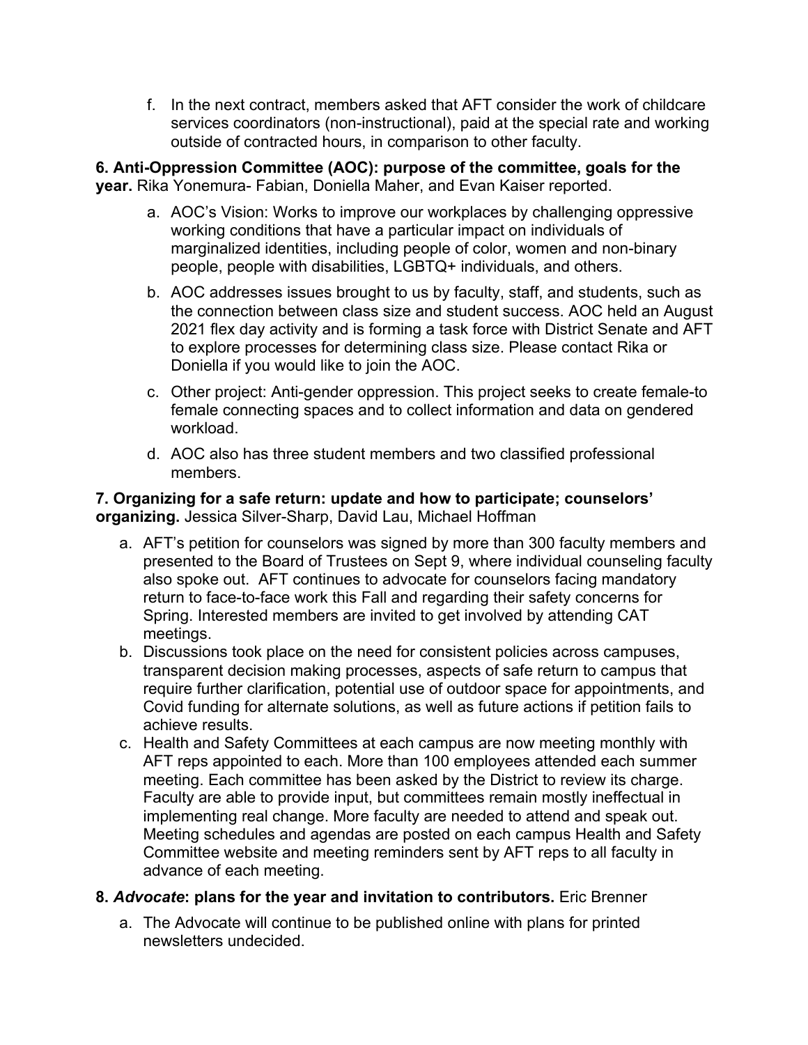f. In the next contract, members asked that AFT consider the work of childcare services coordinators (non-instructional), paid at the special rate and working outside of contracted hours, in comparison to other faculty.

**6. Anti-Oppression Committee (AOC): purpose of the committee, goals for the year.** Rika Yonemura- Fabian, Doniella Maher, and Evan Kaiser reported.

a. AOC's Vision: Works to improve our workplaces by challenging oppressive working conditions that have a particular impact on individuals of marginalized identities, including people of color, women and non-binary people, people with disabilities, LGBTQ+ individuals, and others.

b. AOC addresses issues brought to us by faculty, staff, and students, such as the connection between class size and student success. AOC held an August 2021 flex day activity and is forming a task force with District Senate and AFT to explore processes for determining class size. Please contact Rika or Doniella if you would like to join the AOC.

c. Other project: Anti-gender oppression. This project seeks to create female-to female connecting spaces and to collect information and data on gendered workload.

d. AOC also has three student members and two classified professional members.

**7. Organizing for a safe return: update and how to participate; counselors' organizing.** Jessica Silver-Sharp, David Lau, Michael Hoffman

a. AFT's petition for counselors was signed by more than 300 faculty members and presented to the Board of Trustees on Sept 9, where individual counseling faculty also spoke out. AFT continues to advocate for counselors facing mandatory return to face-to-face work this Fall and regarding their safety concerns for Spring. Interested members are invited to get involved by attending CAT meetings.

b. Discussions took place on the need for consistent policies across campuses, transparent decision making processes, aspects of safe return to campus that require further clarification, potential use of outdoor space for appointments, and Covid funding for alternate solutions, as well as future actions if petition fails to achieve results.

c. Health and Safety Committees at each campus are now meeting monthly with AFT reps appointed to each. More than 100 employees attended each summer meeting. Each committee has been asked by the District to review its charge. Faculty are able to provide input, but committees remain mostly ineffectual in implementing real change. More faculty are needed to attend and speak out. Meeting schedules and agendas are posted on each campus Health and Safety Committee website and meeting reminders sent by AFT reps to all faculty in advance of each meeting.

**8. *Advocate*: plans for the year and invitation to contributors.** Eric Brenner

a. The Advocate will continue to be published online with plans for printed newsletters undecided.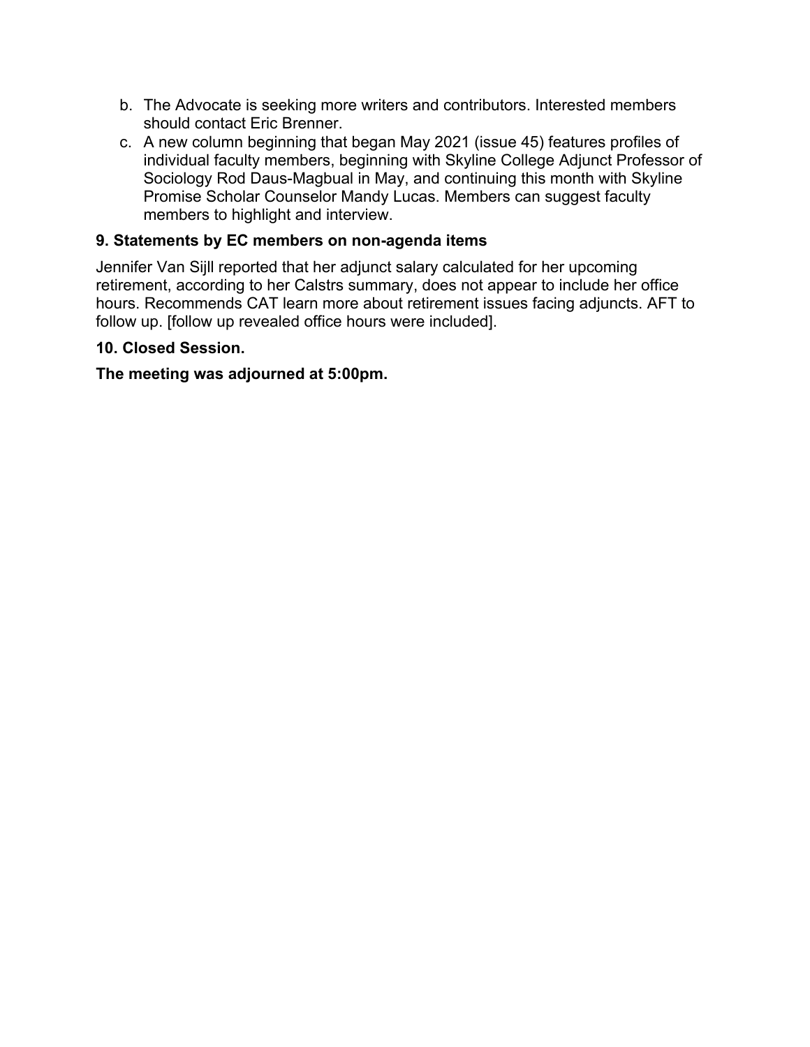b. The Advocate is seeking more writers and contributors. Interested members should contact Eric Brenner.
c. A new column beginning that began May 2021 (issue 45) features profiles of individual faculty members, beginning with Skyline College Adjunct Professor of Sociology Rod Daus-Magbual in May, and continuing this month with Skyline Promise Scholar Counselor Mandy Lucas. Members can suggest faculty members to highlight and interview.

**9. Statements by EC members on non-agenda items**

Jennifer Van Sijll reported that her adjunct salary calculated for her upcoming retirement, according to her Calstrs summary, does not appear to include her office hours. Recommends CAT learn more about retirement issues facing adjuncts. AFT to follow up. [follow up revealed office hours were included].

**10. Closed Session.**

**The meeting was adjourned at 5:00pm.**